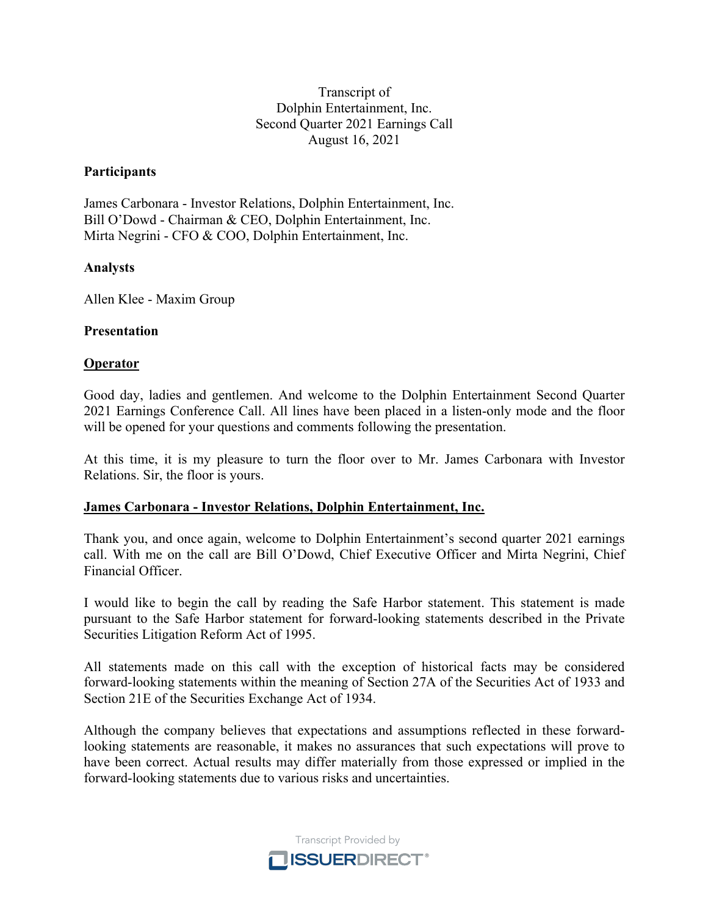Transcript of
Dolphin Entertainment, Inc.
Second Quarter 2021 Earnings Call
August 16, 2021

**Participants**

James Carbonara - Investor Relations, Dolphin Entertainment, Inc.
Bill O'Dowd - Chairman & CEO, Dolphin Entertainment, Inc.
Mirta Negrini - CFO & COO, Dolphin Entertainment, Inc.

**Analysts**

Allen Klee - Maxim Group

**Presentation**

**Operator**

Good day, ladies and gentlemen. And welcome to the Dolphin Entertainment Second Quarter 2021 Earnings Conference Call. All lines have been placed in a listen-only mode and the floor will be opened for your questions and comments following the presentation.

At this time, it is my pleasure to turn the floor over to Mr. James Carbonara with Investor Relations. Sir, the floor is yours.

**James Carbonara - Investor Relations, Dolphin Entertainment, Inc.**

Thank you, and once again, welcome to Dolphin Entertainment's second quarter 2021 earnings call. With me on the call are Bill O'Dowd, Chief Executive Officer and Mirta Negrini, Chief Financial Officer.

I would like to begin the call by reading the Safe Harbor statement. This statement is made pursuant to the Safe Harbor statement for forward-looking statements described in the Private Securities Litigation Reform Act of 1995.

All statements made on this call with the exception of historical facts may be considered forward-looking statements within the meaning of Section 27A of the Securities Act of 1933 and Section 21E of the Securities Exchange Act of 1934.

Although the company believes that expectations and assumptions reflected in these forward-looking statements are reasonable, it makes no assurances that such expectations will prove to have been correct. Actual results may differ materially from those expressed or implied in the forward-looking statements due to various risks and uncertainties.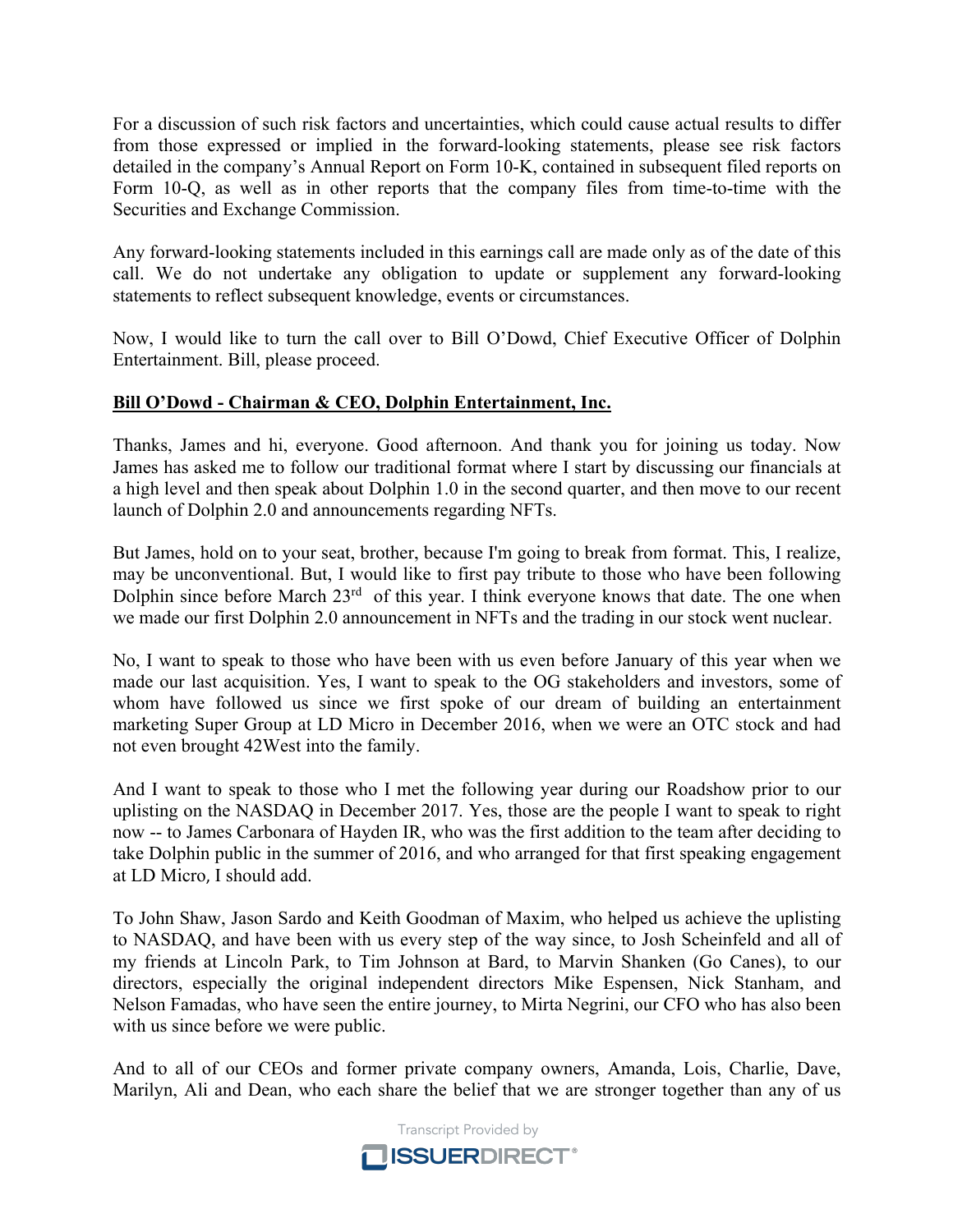For a discussion of such risk factors and uncertainties, which could cause actual results to differ from those expressed or implied in the forward-looking statements, please see risk factors detailed in the company's Annual Report on Form 10-K, contained in subsequent filed reports on Form 10-Q, as well as in other reports that the company files from time-to-time with the Securities and Exchange Commission.

Any forward-looking statements included in this earnings call are made only as of the date of this call. We do not undertake any obligation to update or supplement any forward-looking statements to reflect subsequent knowledge, events or circumstances.

Now, I would like to turn the call over to Bill O'Dowd, Chief Executive Officer of Dolphin Entertainment. Bill, please proceed.

**Bill O'Dowd - Chairman & CEO, Dolphin Entertainment, Inc.**

Thanks, James and hi, everyone. Good afternoon. And thank you for joining us today. Now James has asked me to follow our traditional format where I start by discussing our financials at a high level and then speak about Dolphin 1.0 in the second quarter, and then move to our recent launch of Dolphin 2.0 and announcements regarding NFTs.

But James, hold on to your seat, brother, because I'm going to break from format. This, I realize, may be unconventional. But, I would like to first pay tribute to those who have been following Dolphin since before March 23rd of this year. I think everyone knows that date. The one when we made our first Dolphin 2.0 announcement in NFTs and the trading in our stock went nuclear.

No, I want to speak to those who have been with us even before January of this year when we made our last acquisition. Yes, I want to speak to the OG stakeholders and investors, some of whom have followed us since we first spoke of our dream of building an entertainment marketing Super Group at LD Micro in December 2016, when we were an OTC stock and had not even brought 42West into the family.

And I want to speak to those who I met the following year during our Roadshow prior to our uplisting on the NASDAQ in December 2017. Yes, those are the people I want to speak to right now -- to James Carbonara of Hayden IR, who was the first addition to the team after deciding to take Dolphin public in the summer of 2016, and who arranged for that first speaking engagement at LD Micro, I should add.

To John Shaw, Jason Sardo and Keith Goodman of Maxim, who helped us achieve the uplisting to NASDAQ, and have been with us every step of the way since, to Josh Scheinfeld and all of my friends at Lincoln Park, to Tim Johnson at Bard, to Marvin Shanken (Go Canes), to our directors, especially the original independent directors Mike Espensen, Nick Stanham, and Nelson Famadas, who have seen the entire journey, to Mirta Negrini, our CFO who has also been with us since before we were public.

And to all of our CEOs and former private company owners, Amanda, Lois, Charlie, Dave, Marilyn, Ali and Dean, who each share the belief that we are stronger together than any of us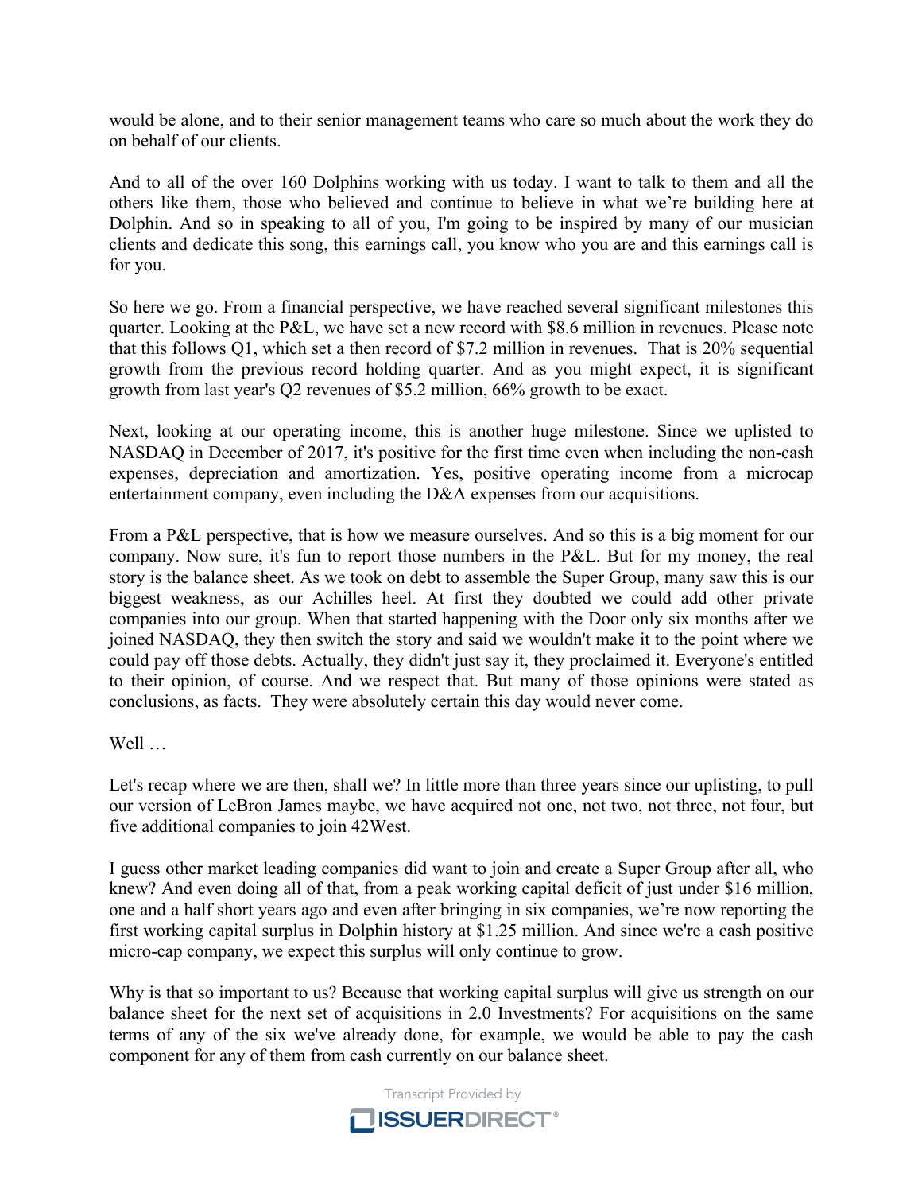would be alone, and to their senior management teams who care so much about the work they do on behalf of our clients.

And to all of the over 160 Dolphins working with us today. I want to talk to them and all the others like them, those who believed and continue to believe in what we're building here at Dolphin. And so in speaking to all of you, I'm going to be inspired by many of our musician clients and dedicate this song, this earnings call, you know who you are and this earnings call is for you.

So here we go. From a financial perspective, we have reached several significant milestones this quarter. Looking at the P&L, we have set a new record with $8.6 million in revenues. Please note that this follows Q1, which set a then record of $7.2 million in revenues. That is 20% sequential growth from the previous record holding quarter. And as you might expect, it is significant growth from last year's Q2 revenues of $5.2 million, 66% growth to be exact.

Next, looking at our operating income, this is another huge milestone. Since we uplisted to NASDAQ in December of 2017, it's positive for the first time even when including the non-cash expenses, depreciation and amortization. Yes, positive operating income from a microcap entertainment company, even including the D&A expenses from our acquisitions.

From a P&L perspective, that is how we measure ourselves. And so this is a big moment for our company. Now sure, it's fun to report those numbers in the P&L. But for my money, the real story is the balance sheet. As we took on debt to assemble the Super Group, many saw this is our biggest weakness, as our Achilles heel. At first they doubted we could add other private companies into our group. When that started happening with the Door only six months after we joined NASDAQ, they then switch the story and said we wouldn't make it to the point where we could pay off those debts. Actually, they didn't just say it, they proclaimed it. Everyone's entitled to their opinion, of course. And we respect that. But many of those opinions were stated as conclusions, as facts. They were absolutely certain this day would never come.

Well …

Let's recap where we are then, shall we? In little more than three years since our uplisting, to pull our version of LeBron James maybe, we have acquired not one, not two, not three, not four, but five additional companies to join 42West.

I guess other market leading companies did want to join and create a Super Group after all, who knew? And even doing all of that, from a peak working capital deficit of just under $16 million, one and a half short years ago and even after bringing in six companies, we're now reporting the first working capital surplus in Dolphin history at $1.25 million. And since we're a cash positive micro-cap company, we expect this surplus will only continue to grow.

Why is that so important to us? Because that working capital surplus will give us strength on our balance sheet for the next set of acquisitions in 2.0 Investments? For acquisitions on the same terms of any of the six we've already done, for example, we would be able to pay the cash component for any of them from cash currently on our balance sheet.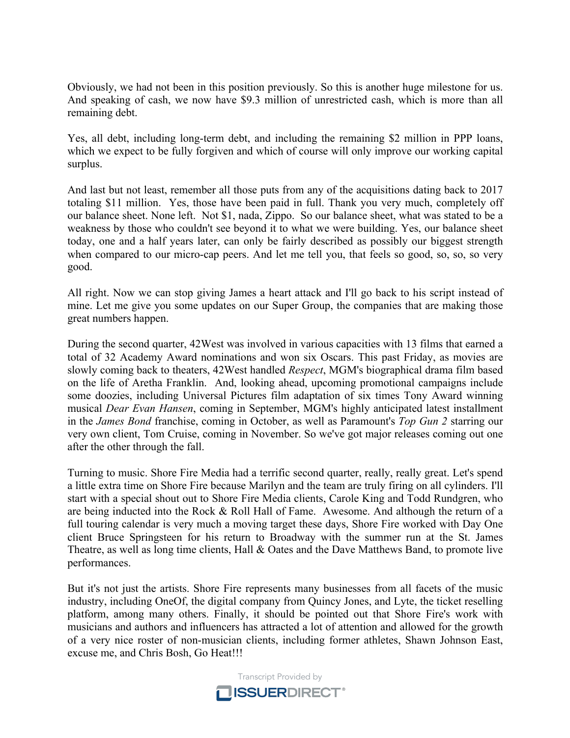Obviously, we had not been in this position previously. So this is another huge milestone for us. And speaking of cash, we now have $9.3 million of unrestricted cash, which is more than all remaining debt.

Yes, all debt, including long-term debt, and including the remaining $2 million in PPP loans, which we expect to be fully forgiven and which of course will only improve our working capital surplus.

And last but not least, remember all those puts from any of the acquisitions dating back to 2017 totaling $11 million. Yes, those have been paid in full. Thank you very much, completely off our balance sheet. None left. Not $1, nada, Zippo. So our balance sheet, what was stated to be a weakness by those who couldn't see beyond it to what we were building. Yes, our balance sheet today, one and a half years later, can only be fairly described as possibly our biggest strength when compared to our micro-cap peers. And let me tell you, that feels so good, so, so, so very good.

All right. Now we can stop giving James a heart attack and I'll go back to his script instead of mine. Let me give you some updates on our Super Group, the companies that are making those great numbers happen.

During the second quarter, 42West was involved in various capacities with 13 films that earned a total of 32 Academy Award nominations and won six Oscars. This past Friday, as movies are slowly coming back to theaters, 42West handled *Respect*, MGM's biographical drama film based on the life of Aretha Franklin. And, looking ahead, upcoming promotional campaigns include some doozies, including Universal Pictures film adaptation of six times Tony Award winning musical *Dear Evan Hansen*, coming in September, MGM's highly anticipated latest installment in the *James Bond* franchise, coming in October, as well as Paramount's *Top Gun 2* starring our very own client, Tom Cruise, coming in November. So we've got major releases coming out one after the other through the fall.

Turning to music. Shore Fire Media had a terrific second quarter, really, really great. Let's spend a little extra time on Shore Fire because Marilyn and the team are truly firing on all cylinders. I'll start with a special shout out to Shore Fire Media clients, Carole King and Todd Rundgren, who are being inducted into the Rock & Roll Hall of Fame. Awesome. And although the return of a full touring calendar is very much a moving target these days, Shore Fire worked with Day One client Bruce Springsteen for his return to Broadway with the summer run at the St. James Theatre, as well as long time clients, Hall & Oates and the Dave Matthews Band, to promote live performances.

But it's not just the artists. Shore Fire represents many businesses from all facets of the music industry, including OneOf, the digital company from Quincy Jones, and Lyte, the ticket reselling platform, among many others. Finally, it should be pointed out that Shore Fire's work with musicians and authors and influencers has attracted a lot of attention and allowed for the growth of a very nice roster of non-musician clients, including former athletes, Shawn Johnson East, excuse me, and Chris Bosh, Go Heat!!!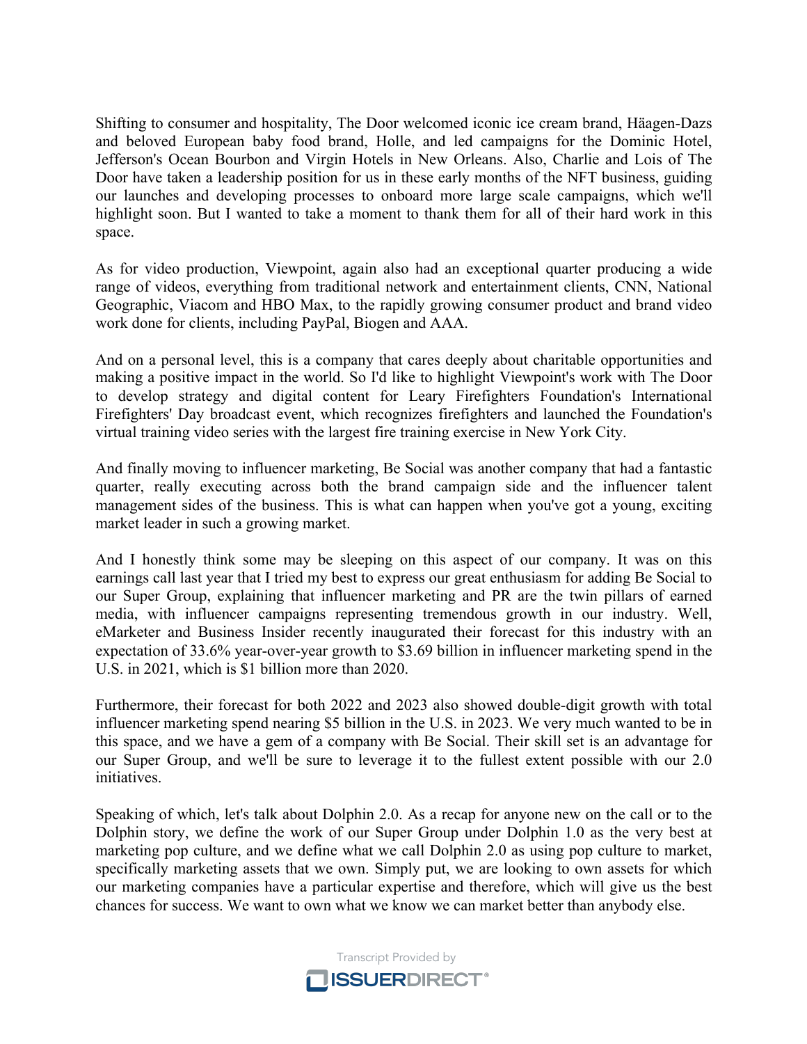Shifting to consumer and hospitality, The Door welcomed iconic ice cream brand, Häagen-Dazs and beloved European baby food brand, Holle, and led campaigns for the Dominic Hotel, Jefferson's Ocean Bourbon and Virgin Hotels in New Orleans. Also, Charlie and Lois of The Door have taken a leadership position for us in these early months of the NFT business, guiding our launches and developing processes to onboard more large scale campaigns, which we'll highlight soon. But I wanted to take a moment to thank them for all of their hard work in this space.

As for video production, Viewpoint, again also had an exceptional quarter producing a wide range of videos, everything from traditional network and entertainment clients, CNN, National Geographic, Viacom and HBO Max, to the rapidly growing consumer product and brand video work done for clients, including PayPal, Biogen and AAA.

And on a personal level, this is a company that cares deeply about charitable opportunities and making a positive impact in the world. So I'd like to highlight Viewpoint's work with The Door to develop strategy and digital content for Leary Firefighters Foundation's International Firefighters' Day broadcast event, which recognizes firefighters and launched the Foundation's virtual training video series with the largest fire training exercise in New York City.

And finally moving to influencer marketing, Be Social was another company that had a fantastic quarter, really executing across both the brand campaign side and the influencer talent management sides of the business. This is what can happen when you've got a young, exciting market leader in such a growing market.

And I honestly think some may be sleeping on this aspect of our company. It was on this earnings call last year that I tried my best to express our great enthusiasm for adding Be Social to our Super Group, explaining that influencer marketing and PR are the twin pillars of earned media, with influencer campaigns representing tremendous growth in our industry. Well, eMarketer and Business Insider recently inaugurated their forecast for this industry with an expectation of 33.6% year-over-year growth to $3.69 billion in influencer marketing spend in the U.S. in 2021, which is $1 billion more than 2020.

Furthermore, their forecast for both 2022 and 2023 also showed double-digit growth with total influencer marketing spend nearing $5 billion in the U.S. in 2023. We very much wanted to be in this space, and we have a gem of a company with Be Social. Their skill set is an advantage for our Super Group, and we'll be sure to leverage it to the fullest extent possible with our 2.0 initiatives.

Speaking of which, let's talk about Dolphin 2.0. As a recap for anyone new on the call or to the Dolphin story, we define the work of our Super Group under Dolphin 1.0 as the very best at marketing pop culture, and we define what we call Dolphin 2.0 as using pop culture to market, specifically marketing assets that we own. Simply put, we are looking to own assets for which our marketing companies have a particular expertise and therefore, which will give us the best chances for success. We want to own what we know we can market better than anybody else.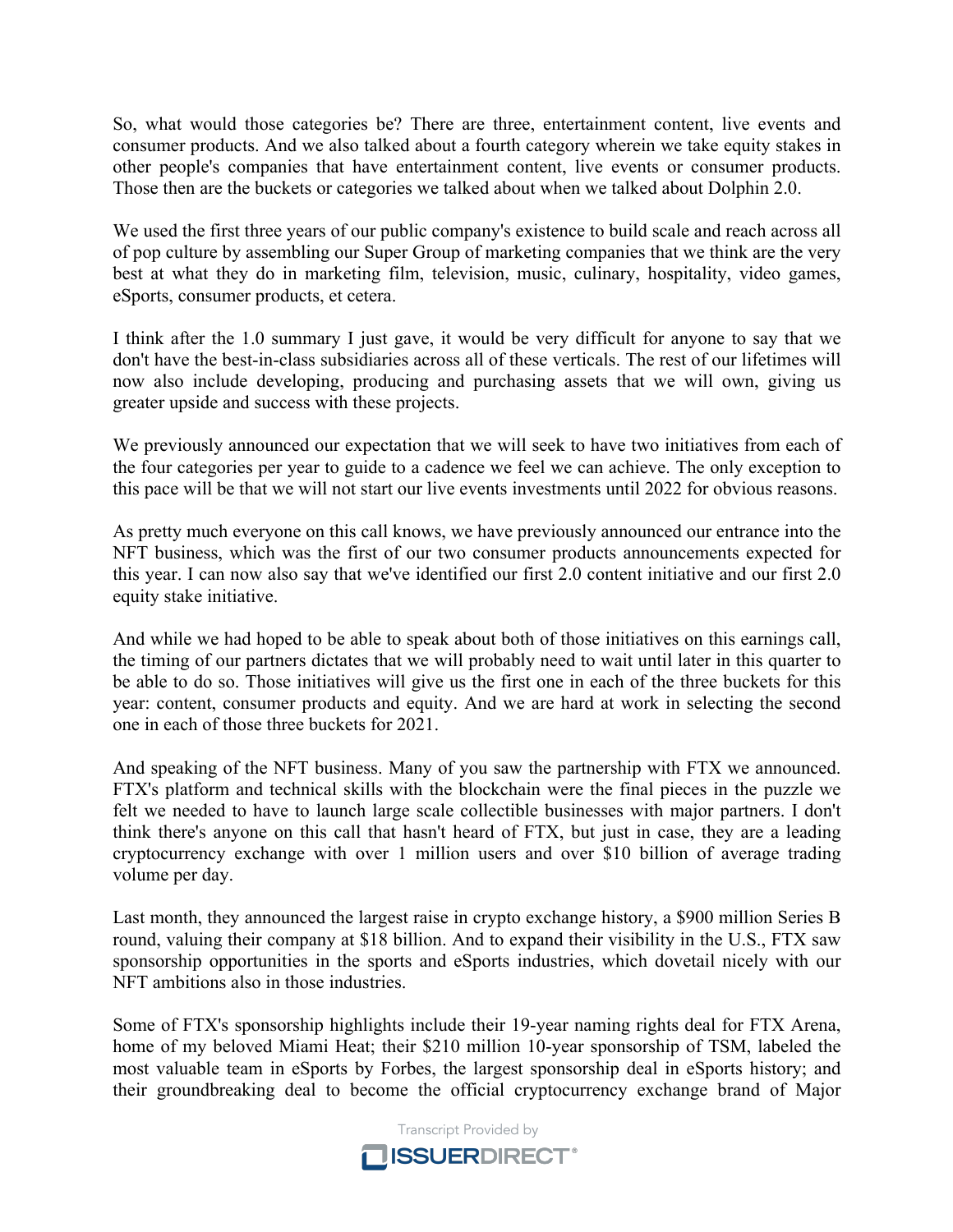So, what would those categories be? There are three, entertainment content, live events and consumer products. And we also talked about a fourth category wherein we take equity stakes in other people's companies that have entertainment content, live events or consumer products. Those then are the buckets or categories we talked about when we talked about Dolphin 2.0.

We used the first three years of our public company's existence to build scale and reach across all of pop culture by assembling our Super Group of marketing companies that we think are the very best at what they do in marketing film, television, music, culinary, hospitality, video games, eSports, consumer products, et cetera.

I think after the 1.0 summary I just gave, it would be very difficult for anyone to say that we don't have the best-in-class subsidiaries across all of these verticals. The rest of our lifetimes will now also include developing, producing and purchasing assets that we will own, giving us greater upside and success with these projects.

We previously announced our expectation that we will seek to have two initiatives from each of the four categories per year to guide to a cadence we feel we can achieve. The only exception to this pace will be that we will not start our live events investments until 2022 for obvious reasons.

As pretty much everyone on this call knows, we have previously announced our entrance into the NFT business, which was the first of our two consumer products announcements expected for this year. I can now also say that we've identified our first 2.0 content initiative and our first 2.0 equity stake initiative.

And while we had hoped to be able to speak about both of those initiatives on this earnings call, the timing of our partners dictates that we will probably need to wait until later in this quarter to be able to do so. Those initiatives will give us the first one in each of the three buckets for this year: content, consumer products and equity. And we are hard at work in selecting the second one in each of those three buckets for 2021.

And speaking of the NFT business. Many of you saw the partnership with FTX we announced. FTX's platform and technical skills with the blockchain were the final pieces in the puzzle we felt we needed to have to launch large scale collectible businesses with major partners. I don't think there's anyone on this call that hasn't heard of FTX, but just in case, they are a leading cryptocurrency exchange with over 1 million users and over $10 billion of average trading volume per day.

Last month, they announced the largest raise in crypto exchange history, a $900 million Series B round, valuing their company at $18 billion. And to expand their visibility in the U.S., FTX saw sponsorship opportunities in the sports and eSports industries, which dovetail nicely with our NFT ambitions also in those industries.

Some of FTX's sponsorship highlights include their 19-year naming rights deal for FTX Arena, home of my beloved Miami Heat; their $210 million 10-year sponsorship of TSM, labeled the most valuable team in eSports by Forbes, the largest sponsorship deal in eSports history; and their groundbreaking deal to become the official cryptocurrency exchange brand of Major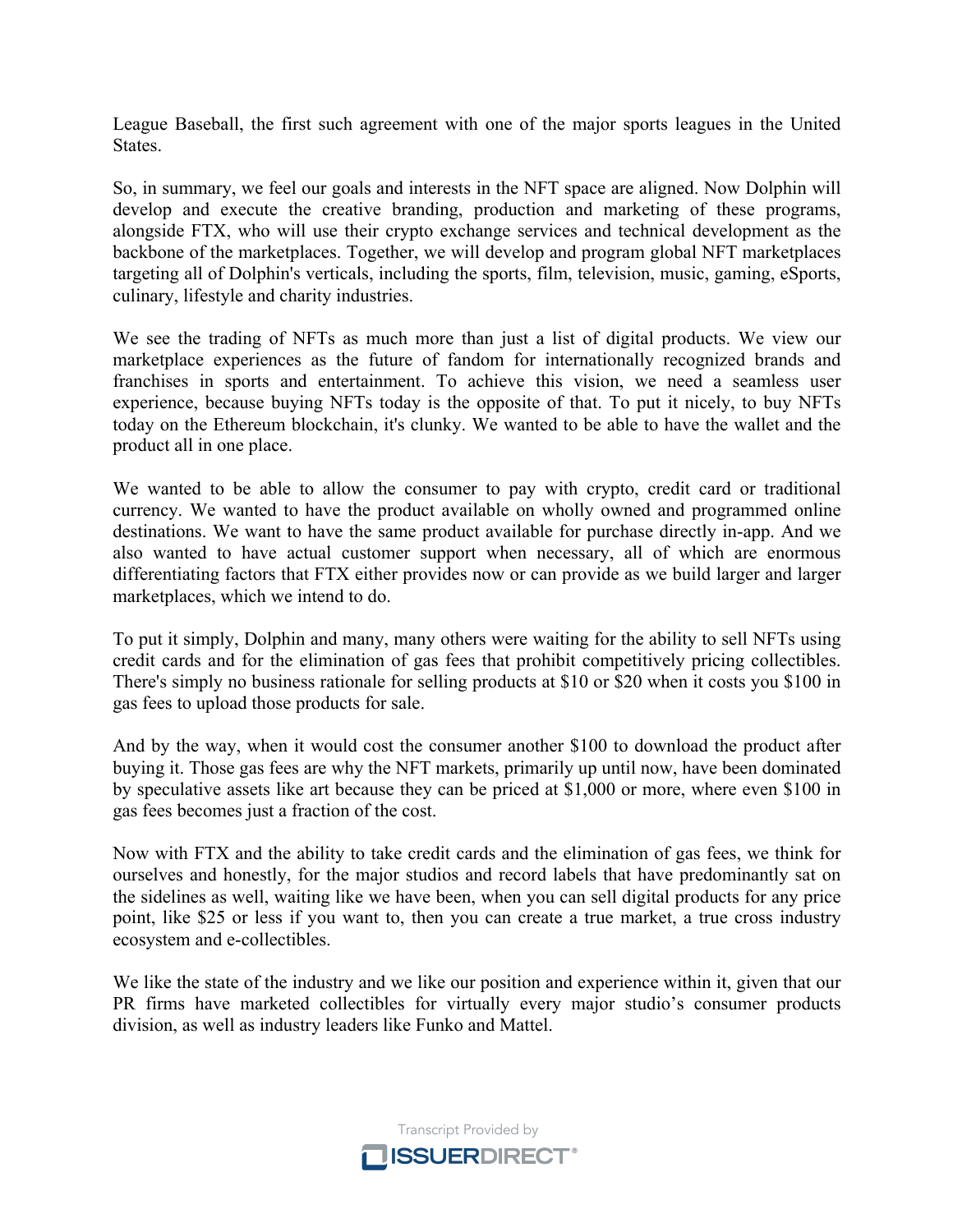League Baseball, the first such agreement with one of the major sports leagues in the United States.

So, in summary, we feel our goals and interests in the NFT space are aligned. Now Dolphin will develop and execute the creative branding, production and marketing of these programs, alongside FTX, who will use their crypto exchange services and technical development as the backbone of the marketplaces. Together, we will develop and program global NFT marketplaces targeting all of Dolphin's verticals, including the sports, film, television, music, gaming, eSports, culinary, lifestyle and charity industries.

We see the trading of NFTs as much more than just a list of digital products. We view our marketplace experiences as the future of fandom for internationally recognized brands and franchises in sports and entertainment. To achieve this vision, we need a seamless user experience, because buying NFTs today is the opposite of that. To put it nicely, to buy NFTs today on the Ethereum blockchain, it's clunky. We wanted to be able to have the wallet and the product all in one place.

We wanted to be able to allow the consumer to pay with crypto, credit card or traditional currency. We wanted to have the product available on wholly owned and programmed online destinations. We want to have the same product available for purchase directly in-app. And we also wanted to have actual customer support when necessary, all of which are enormous differentiating factors that FTX either provides now or can provide as we build larger and larger marketplaces, which we intend to do.

To put it simply, Dolphin and many, many others were waiting for the ability to sell NFTs using credit cards and for the elimination of gas fees that prohibit competitively pricing collectibles. There's simply no business rationale for selling products at $10 or $20 when it costs you $100 in gas fees to upload those products for sale.

And by the way, when it would cost the consumer another $100 to download the product after buying it. Those gas fees are why the NFT markets, primarily up until now, have been dominated by speculative assets like art because they can be priced at $1,000 or more, where even $100 in gas fees becomes just a fraction of the cost.

Now with FTX and the ability to take credit cards and the elimination of gas fees, we think for ourselves and honestly, for the major studios and record labels that have predominantly sat on the sidelines as well, waiting like we have been, when you can sell digital products for any price point, like $25 or less if you want to, then you can create a true market, a true cross industry ecosystem and e-collectibles.

We like the state of the industry and we like our position and experience within it, given that our PR firms have marketed collectibles for virtually every major studio's consumer products division, as well as industry leaders like Funko and Mattel.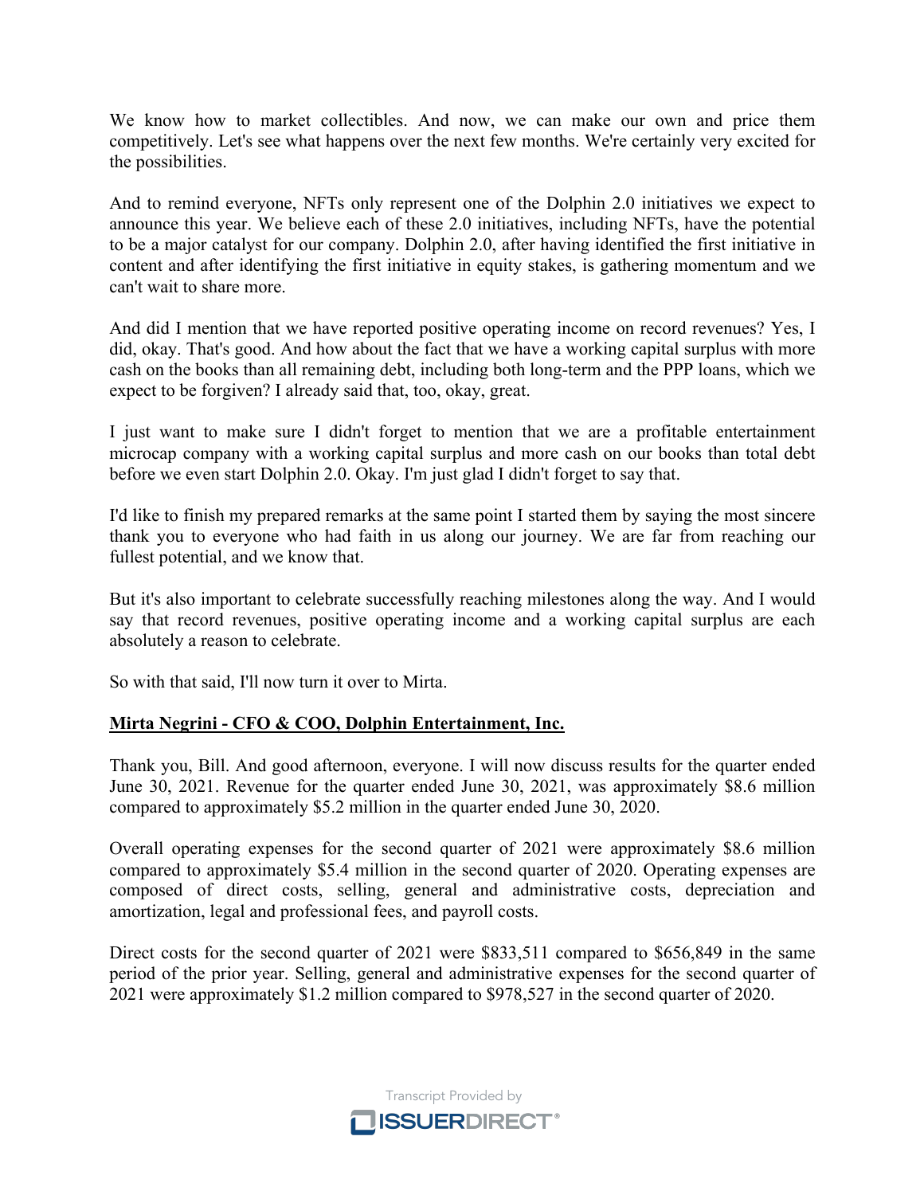We know how to market collectibles. And now, we can make our own and price them competitively. Let's see what happens over the next few months. We're certainly very excited for the possibilities.

And to remind everyone, NFTs only represent one of the Dolphin 2.0 initiatives we expect to announce this year. We believe each of these 2.0 initiatives, including NFTs, have the potential to be a major catalyst for our company. Dolphin 2.0, after having identified the first initiative in content and after identifying the first initiative in equity stakes, is gathering momentum and we can't wait to share more.

And did I mention that we have reported positive operating income on record revenues? Yes, I did, okay. That's good. And how about the fact that we have a working capital surplus with more cash on the books than all remaining debt, including both long-term and the PPP loans, which we expect to be forgiven? I already said that, too, okay, great.

I just want to make sure I didn't forget to mention that we are a profitable entertainment microcap company with a working capital surplus and more cash on our books than total debt before we even start Dolphin 2.0. Okay. I'm just glad I didn't forget to say that.

I'd like to finish my prepared remarks at the same point I started them by saying the most sincere thank you to everyone who had faith in us along our journey. We are far from reaching our fullest potential, and we know that.

But it's also important to celebrate successfully reaching milestones along the way. And I would say that record revenues, positive operating income and a working capital surplus are each absolutely a reason to celebrate.

So with that said, I'll now turn it over to Mirta.

**Mirta Negrini - CFO & COO, Dolphin Entertainment, Inc.**

Thank you, Bill. And good afternoon, everyone. I will now discuss results for the quarter ended June 30, 2021. Revenue for the quarter ended June 30, 2021, was approximately $8.6 million compared to approximately $5.2 million in the quarter ended June 30, 2020.

Overall operating expenses for the second quarter of 2021 were approximately $8.6 million compared to approximately $5.4 million in the second quarter of 2020. Operating expenses are composed of direct costs, selling, general and administrative costs, depreciation and amortization, legal and professional fees, and payroll costs.

Direct costs for the second quarter of 2021 were $833,511 compared to $656,849 in the same period of the prior year. Selling, general and administrative expenses for the second quarter of 2021 were approximately $1.2 million compared to $978,527 in the second quarter of 2020.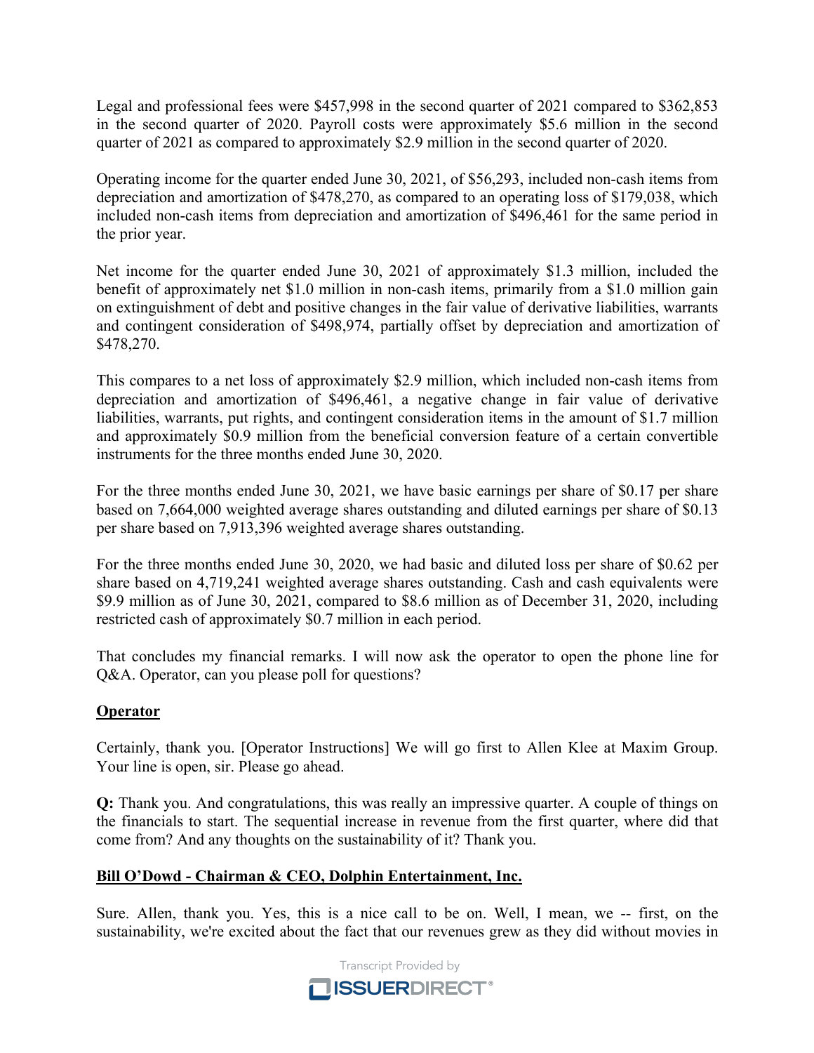Legal and professional fees were $457,998 in the second quarter of 2021 compared to $362,853 in the second quarter of 2020. Payroll costs were approximately $5.6 million in the second quarter of 2021 as compared to approximately $2.9 million in the second quarter of 2020.

Operating income for the quarter ended June 30, 2021, of $56,293, included non-cash items from depreciation and amortization of $478,270, as compared to an operating loss of $179,038, which included non-cash items from depreciation and amortization of $496,461 for the same period in the prior year.

Net income for the quarter ended June 30, 2021 of approximately $1.3 million, included the benefit of approximately net $1.0 million in non-cash items, primarily from a $1.0 million gain on extinguishment of debt and positive changes in the fair value of derivative liabilities, warrants and contingent consideration of $498,974, partially offset by depreciation and amortization of $478,270.

This compares to a net loss of approximately $2.9 million, which included non-cash items from depreciation and amortization of $496,461, a negative change in fair value of derivative liabilities, warrants, put rights, and contingent consideration items in the amount of $1.7 million and approximately $0.9 million from the beneficial conversion feature of a certain convertible instruments for the three months ended June 30, 2020.

For the three months ended June 30, 2021, we have basic earnings per share of $0.17 per share based on 7,664,000 weighted average shares outstanding and diluted earnings per share of $0.13 per share based on 7,913,396 weighted average shares outstanding.

For the three months ended June 30, 2020, we had basic and diluted loss per share of $0.62 per share based on 4,719,241 weighted average shares outstanding. Cash and cash equivalents were $9.9 million as of June 30, 2021, compared to $8.6 million as of December 31, 2020, including restricted cash of approximately $0.7 million in each period.

That concludes my financial remarks. I will now ask the operator to open the phone line for Q&A. Operator, can you please poll for questions?

**Operator**

Certainly, thank you. [Operator Instructions] We will go first to Allen Klee at Maxim Group. Your line is open, sir. Please go ahead.

**Q:** Thank you. And congratulations, this was really an impressive quarter. A couple of things on the financials to start. The sequential increase in revenue from the first quarter, where did that come from? And any thoughts on the sustainability of it? Thank you.

**Bill O'Dowd - Chairman & CEO, Dolphin Entertainment, Inc.**

Sure. Allen, thank you. Yes, this is a nice call to be on. Well, I mean, we -- first, on the sustainability, we're excited about the fact that our revenues grew as they did without movies in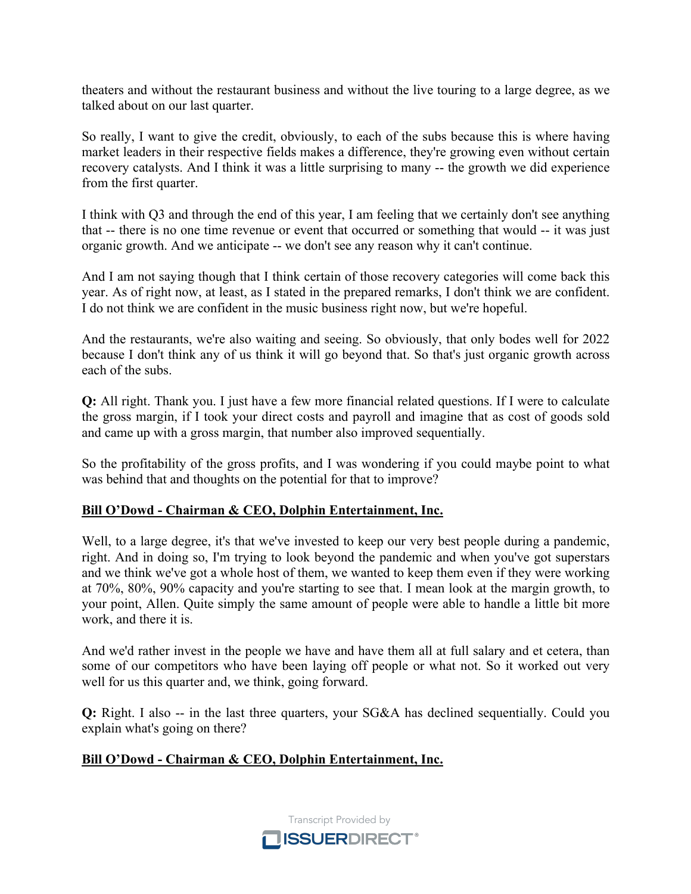theaters and without the restaurant business and without the live touring to a large degree, as we talked about on our last quarter.

So really, I want to give the credit, obviously, to each of the subs because this is where having market leaders in their respective fields makes a difference, they're growing even without certain recovery catalysts. And I think it was a little surprising to many -- the growth we did experience from the first quarter.

I think with Q3 and through the end of this year, I am feeling that we certainly don't see anything that -- there is no one time revenue or event that occurred or something that would -- it was just organic growth. And we anticipate -- we don't see any reason why it can't continue.

And I am not saying though that I think certain of those recovery categories will come back this year. As of right now, at least, as I stated in the prepared remarks, I don't think we are confident. I do not think we are confident in the music business right now, but we're hopeful.

And the restaurants, we're also waiting and seeing. So obviously, that only bodes well for 2022 because I don't think any of us think it will go beyond that. So that's just organic growth across each of the subs.

**Q:** All right. Thank you. I just have a few more financial related questions. If I were to calculate the gross margin, if I took your direct costs and payroll and imagine that as cost of goods sold and came up with a gross margin, that number also improved sequentially.

So the profitability of the gross profits, and I was wondering if you could maybe point to what was behind that and thoughts on the potential for that to improve?

**Bill O'Dowd - Chairman & CEO, Dolphin Entertainment, Inc.**

Well, to a large degree, it's that we've invested to keep our very best people during a pandemic, right. And in doing so, I'm trying to look beyond the pandemic and when you've got superstars and we think we've got a whole host of them, we wanted to keep them even if they were working at 70%, 80%, 90% capacity and you're starting to see that. I mean look at the margin growth, to your point, Allen. Quite simply the same amount of people were able to handle a little bit more work, and there it is.

And we'd rather invest in the people we have and have them all at full salary and et cetera, than some of our competitors who have been laying off people or what not. So it worked out very well for us this quarter and, we think, going forward.

**Q:** Right. I also -- in the last three quarters, your SG&A has declined sequentially. Could you explain what's going on there?

**Bill O'Dowd - Chairman & CEO, Dolphin Entertainment, Inc.**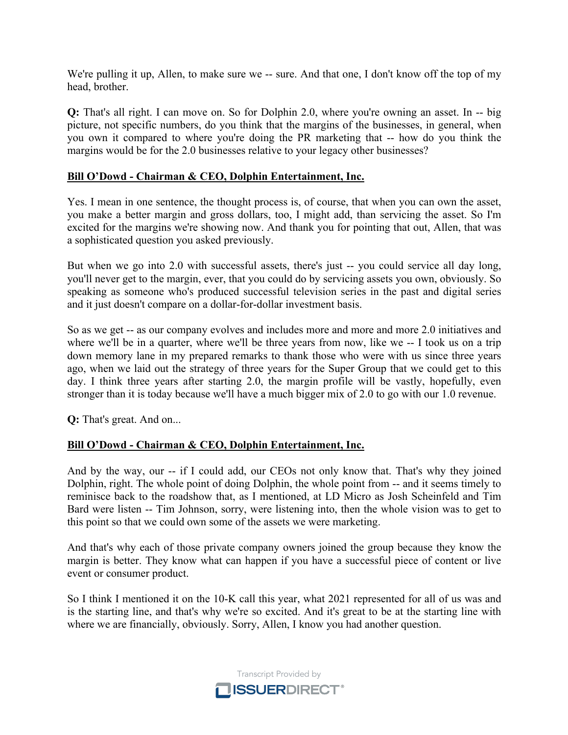We're pulling it up, Allen, to make sure we -- sure. And that one, I don't know off the top of my head, brother.

**Q:** That's all right. I can move on. So for Dolphin 2.0, where you're owning an asset. In -- big picture, not specific numbers, do you think that the margins of the businesses, in general, when you own it compared to where you're doing the PR marketing that -- how do you think the margins would be for the 2.0 businesses relative to your legacy other businesses?

**Bill O'Dowd - Chairman & CEO, Dolphin Entertainment, Inc.**

Yes. I mean in one sentence, the thought process is, of course, that when you can own the asset, you make a better margin and gross dollars, too, I might add, than servicing the asset. So I'm excited for the margins we're showing now. And thank you for pointing that out, Allen, that was a sophisticated question you asked previously.

But when we go into 2.0 with successful assets, there's just -- you could service all day long, you'll never get to the margin, ever, that you could do by servicing assets you own, obviously. So speaking as someone who's produced successful television series in the past and digital series and it just doesn't compare on a dollar-for-dollar investment basis.

So as we get -- as our company evolves and includes more and more and more 2.0 initiatives and where we'll be in a quarter, where we'll be three years from now, like we -- I took us on a trip down memory lane in my prepared remarks to thank those who were with us since three years ago, when we laid out the strategy of three years for the Super Group that we could get to this day. I think three years after starting 2.0, the margin profile will be vastly, hopefully, even stronger than it is today because we'll have a much bigger mix of 2.0 to go with our 1.0 revenue.

**Q:** That's great. And on...

**Bill O'Dowd - Chairman & CEO, Dolphin Entertainment, Inc.**

And by the way, our -- if I could add, our CEOs not only know that. That's why they joined Dolphin, right. The whole point of doing Dolphin, the whole point from -- and it seems timely to reminisce back to the roadshow that, as I mentioned, at LD Micro as Josh Scheinfeld and Tim Bard were listen -- Tim Johnson, sorry, were listening into, then the whole vision was to get to this point so that we could own some of the assets we were marketing.

And that's why each of those private company owners joined the group because they know the margin is better. They know what can happen if you have a successful piece of content or live event or consumer product.

So I think I mentioned it on the 10-K call this year, what 2021 represented for all of us was and is the starting line, and that's why we're so excited. And it's great to be at the starting line with where we are financially, obviously. Sorry, Allen, I know you had another question.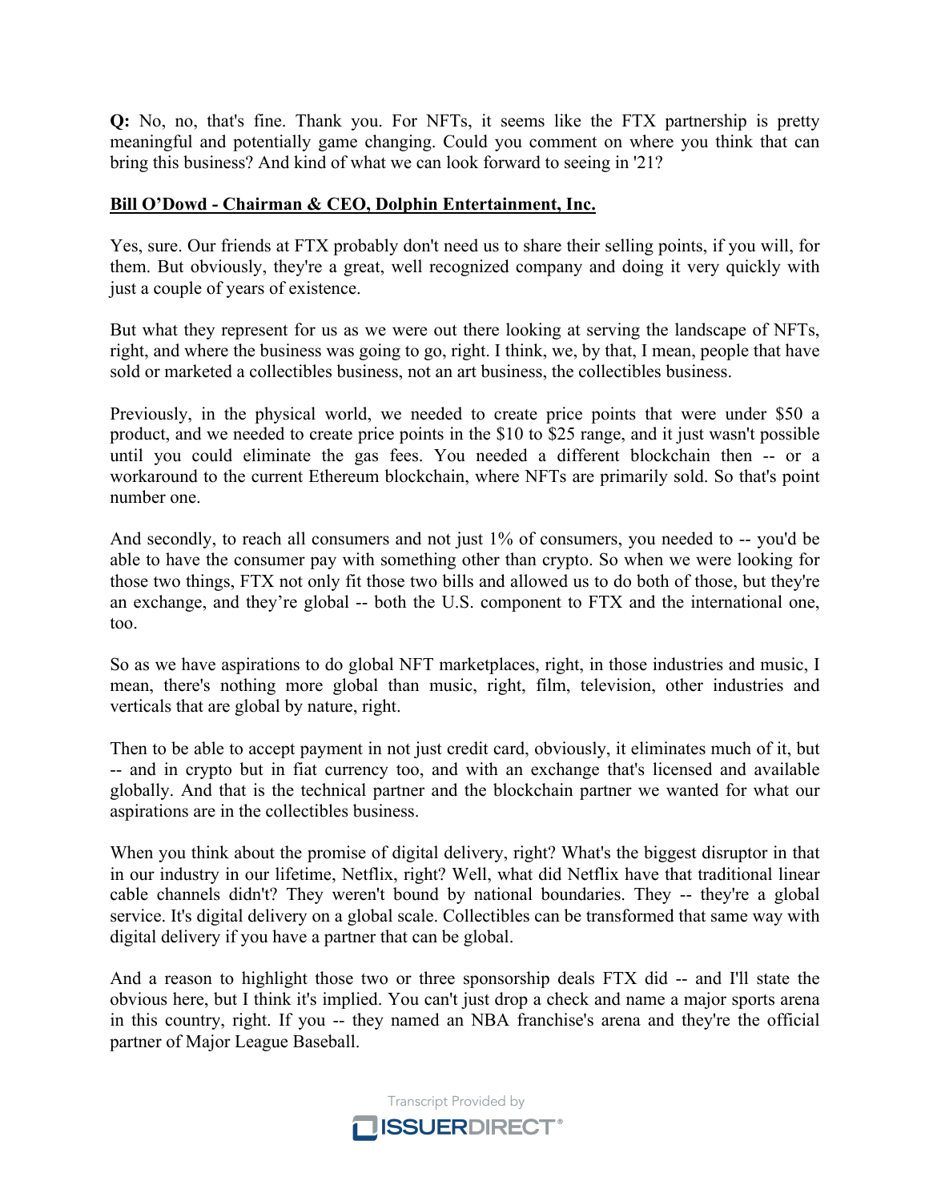**Q:** No, no, that's fine. Thank you. For NFTs, it seems like the FTX partnership is pretty meaningful and potentially game changing. Could you comment on where you think that can bring this business? And kind of what we can look forward to seeing in '21?

**Bill O'Dowd - Chairman & CEO, Dolphin Entertainment, Inc.**

Yes, sure. Our friends at FTX probably don't need us to share their selling points, if you will, for them. But obviously, they're a great, well recognized company and doing it very quickly with just a couple of years of existence.

But what they represent for us as we were out there looking at serving the landscape of NFTs, right, and where the business was going to go, right. I think, we, by that, I mean, people that have sold or marketed a collectibles business, not an art business, the collectibles business.

Previously, in the physical world, we needed to create price points that were under $50 a product, and we needed to create price points in the $10 to $25 range, and it just wasn't possible until you could eliminate the gas fees. You needed a different blockchain then -- or a workaround to the current Ethereum blockchain, where NFTs are primarily sold. So that's point number one.

And secondly, to reach all consumers and not just 1% of consumers, you needed to -- you'd be able to have the consumer pay with something other than crypto. So when we were looking for those two things, FTX not only fit those two bills and allowed us to do both of those, but they're an exchange, and they're global -- both the U.S. component to FTX and the international one, too.

So as we have aspirations to do global NFT marketplaces, right, in those industries and music, I mean, there's nothing more global than music, right, film, television, other industries and verticals that are global by nature, right.

Then to be able to accept payment in not just credit card, obviously, it eliminates much of it, but -- and in crypto but in fiat currency too, and with an exchange that's licensed and available globally. And that is the technical partner and the blockchain partner we wanted for what our aspirations are in the collectibles business.

When you think about the promise of digital delivery, right? What's the biggest disruptor in that in our industry in our lifetime, Netflix, right? Well, what did Netflix have that traditional linear cable channels didn't? They weren't bound by national boundaries. They -- they're a global service. It's digital delivery on a global scale. Collectibles can be transformed that same way with digital delivery if you have a partner that can be global.

And a reason to highlight those two or three sponsorship deals FTX did -- and I'll state the obvious here, but I think it's implied. You can't just drop a check and name a major sports arena in this country, right. If you -- they named an NBA franchise's arena and they're the official partner of Major League Baseball.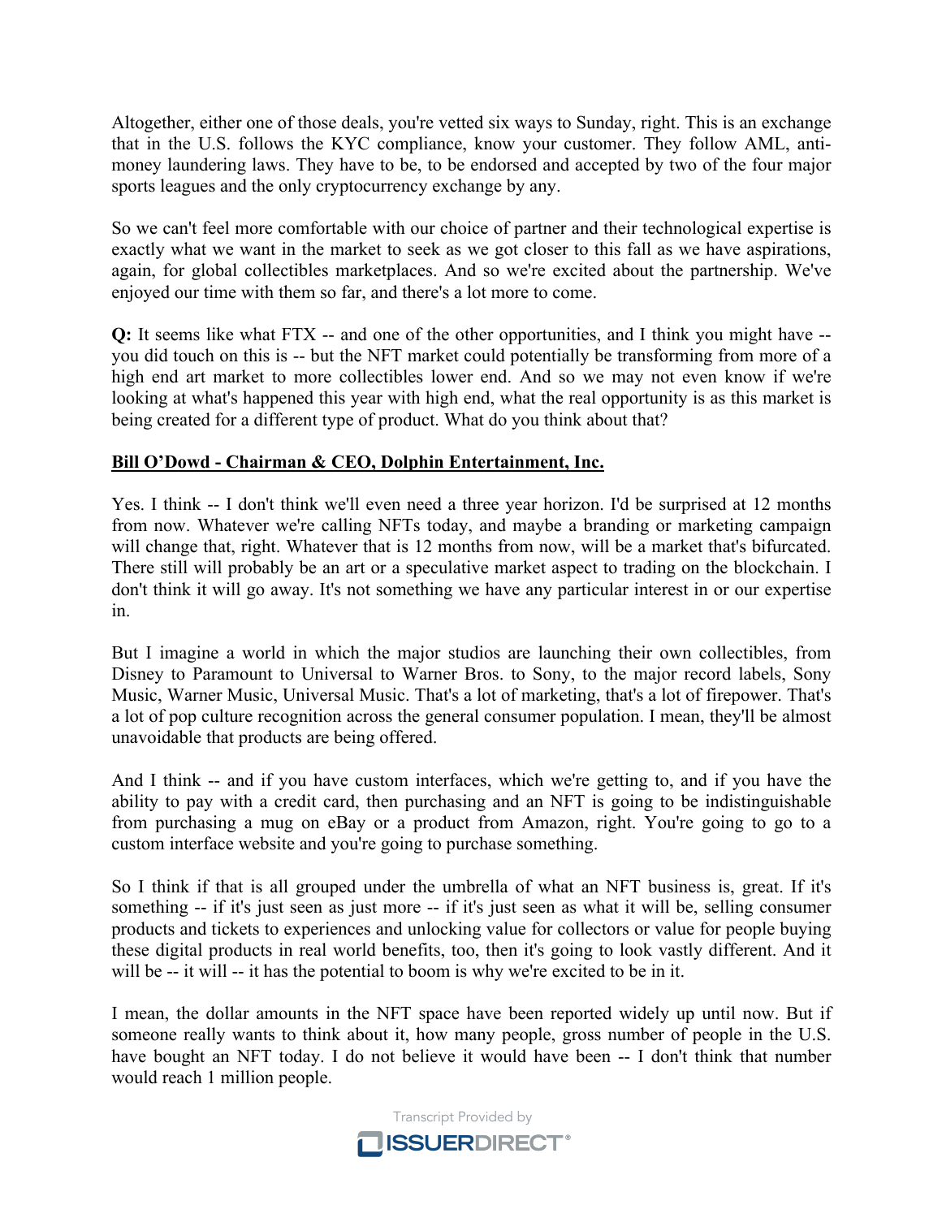Altogether, either one of those deals, you're vetted six ways to Sunday, right. This is an exchange that in the U.S. follows the KYC compliance, know your customer. They follow AML, anti-money laundering laws. They have to be, to be endorsed and accepted by two of the four major sports leagues and the only cryptocurrency exchange by any.

So we can't feel more comfortable with our choice of partner and their technological expertise is exactly what we want in the market to seek as we got closer to this fall as we have aspirations, again, for global collectibles marketplaces. And so we're excited about the partnership. We've enjoyed our time with them so far, and there's a lot more to come.

**Q:** It seems like what FTX -- and one of the other opportunities, and I think you might have -- you did touch on this is -- but the NFT market could potentially be transforming from more of a high end art market to more collectibles lower end. And so we may not even know if we're looking at what's happened this year with high end, what the real opportunity is as this market is being created for a different type of product. What do you think about that?

**Bill O'Dowd - Chairman & CEO, Dolphin Entertainment, Inc.**

Yes. I think -- I don't think we'll even need a three year horizon. I'd be surprised at 12 months from now. Whatever we're calling NFTs today, and maybe a branding or marketing campaign will change that, right. Whatever that is 12 months from now, will be a market that's bifurcated. There still will probably be an art or a speculative market aspect to trading on the blockchain. I don't think it will go away. It's not something we have any particular interest in or our expertise in.

But I imagine a world in which the major studios are launching their own collectibles, from Disney to Paramount to Universal to Warner Bros. to Sony, to the major record labels, Sony Music, Warner Music, Universal Music. That's a lot of marketing, that's a lot of firepower. That's a lot of pop culture recognition across the general consumer population. I mean, they'll be almost unavoidable that products are being offered.

And I think -- and if you have custom interfaces, which we're getting to, and if you have the ability to pay with a credit card, then purchasing and an NFT is going to be indistinguishable from purchasing a mug on eBay or a product from Amazon, right. You're going to go to a custom interface website and you're going to purchase something.

So I think if that is all grouped under the umbrella of what an NFT business is, great. If it's something -- if it's just seen as just more -- if it's just seen as what it will be, selling consumer products and tickets to experiences and unlocking value for collectors or value for people buying these digital products in real world benefits, too, then it's going to look vastly different. And it will be -- it will -- it has the potential to boom is why we're excited to be in it.

I mean, the dollar amounts in the NFT space have been reported widely up until now. But if someone really wants to think about it, how many people, gross number of people in the U.S. have bought an NFT today. I do not believe it would have been -- I don't think that number would reach 1 million people.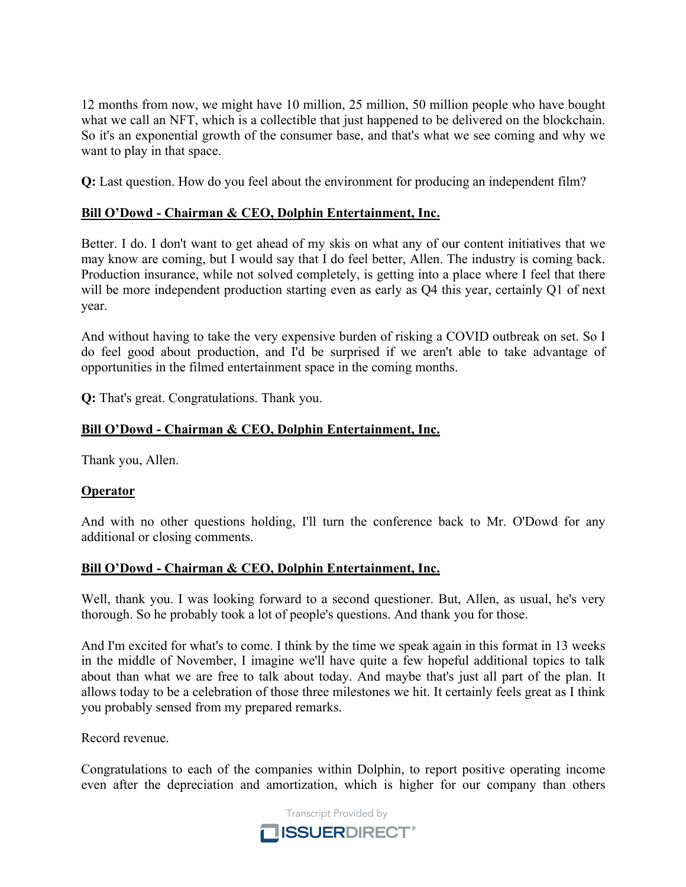12 months from now, we might have 10 million, 25 million, 50 million people who have bought what we call an NFT, which is a collectible that just happened to be delivered on the blockchain. So it's an exponential growth of the consumer base, and that's what we see coming and why we want to play in that space.

**Q:** Last question. How do you feel about the environment for producing an independent film?

**Bill O'Dowd - Chairman & CEO, Dolphin Entertainment, Inc.**

Better. I do. I don't want to get ahead of my skis on what any of our content initiatives that we may know are coming, but I would say that I do feel better, Allen. The industry is coming back. Production insurance, while not solved completely, is getting into a place where I feel that there will be more independent production starting even as early as Q4 this year, certainly Q1 of next year.

And without having to take the very expensive burden of risking a COVID outbreak on set. So I do feel good about production, and I'd be surprised if we aren't able to take advantage of opportunities in the filmed entertainment space in the coming months.

**Q:** That's great. Congratulations. Thank you.

**Bill O'Dowd - Chairman & CEO, Dolphin Entertainment, Inc.**

Thank you, Allen.

**Operator**

And with no other questions holding, I'll turn the conference back to Mr. O'Dowd for any additional or closing comments.

**Bill O'Dowd - Chairman & CEO, Dolphin Entertainment, Inc.**

Well, thank you. I was looking forward to a second questioner. But, Allen, as usual, he's very thorough. So he probably took a lot of people's questions. And thank you for those.

And I'm excited for what's to come. I think by the time we speak again in this format in 13 weeks in the middle of November, I imagine we'll have quite a few hopeful additional topics to talk about than what we are free to talk about today. And maybe that's just all part of the plan. It allows today to be a celebration of those three milestones we hit. It certainly feels great as I think you probably sensed from my prepared remarks.

Record revenue.

Congratulations to each of the companies within Dolphin, to report positive operating income even after the depreciation and amortization, which is higher for our company than others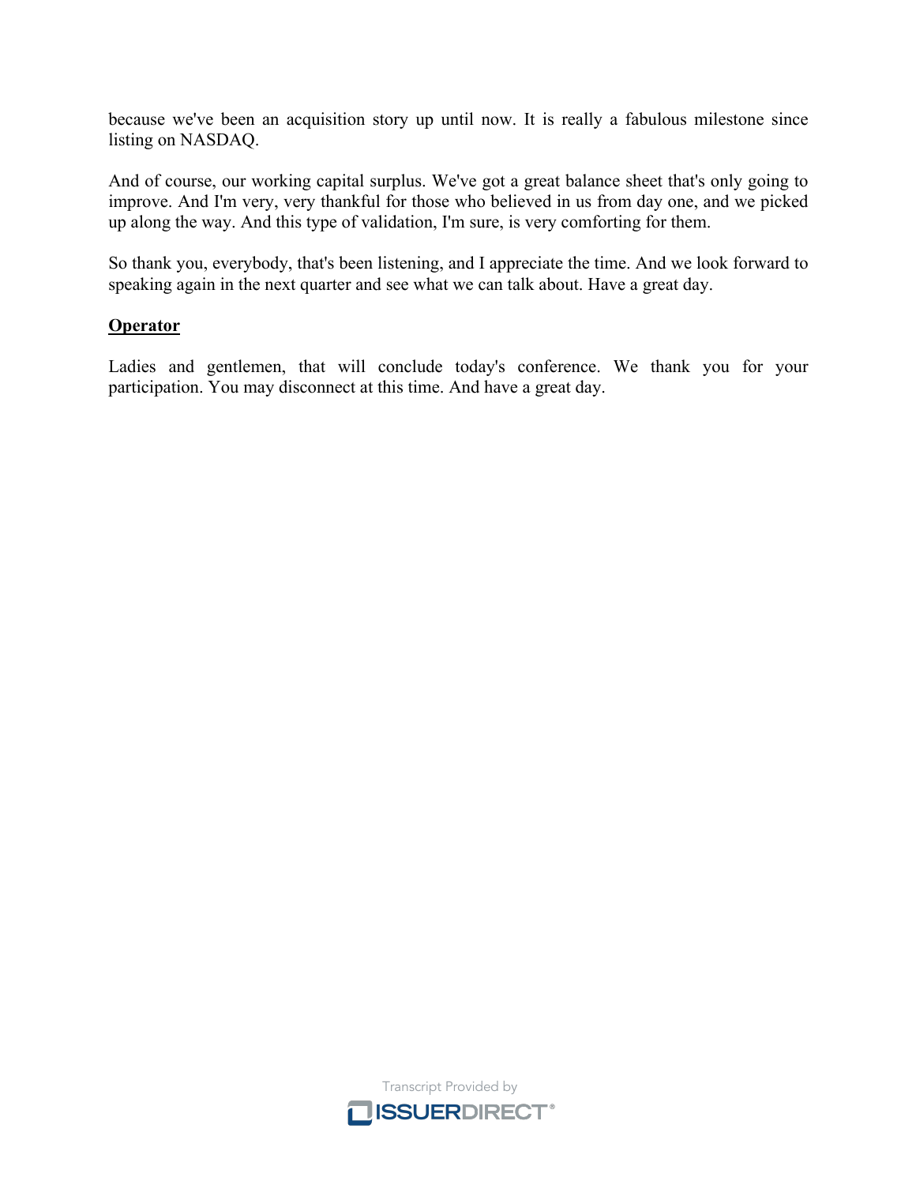because we've been an acquisition story up until now. It is really a fabulous milestone since listing on NASDAQ.

And of course, our working capital surplus. We've got a great balance sheet that's only going to improve. And I'm very, very thankful for those who believed in us from day one, and we picked up along the way. And this type of validation, I'm sure, is very comforting for them.

So thank you, everybody, that's been listening, and I appreciate the time. And we look forward to speaking again in the next quarter and see what we can talk about. Have a great day.

**Operator**

Ladies and gentlemen, that will conclude today's conference. We thank you for your participation. You may disconnect at this time. And have a great day.